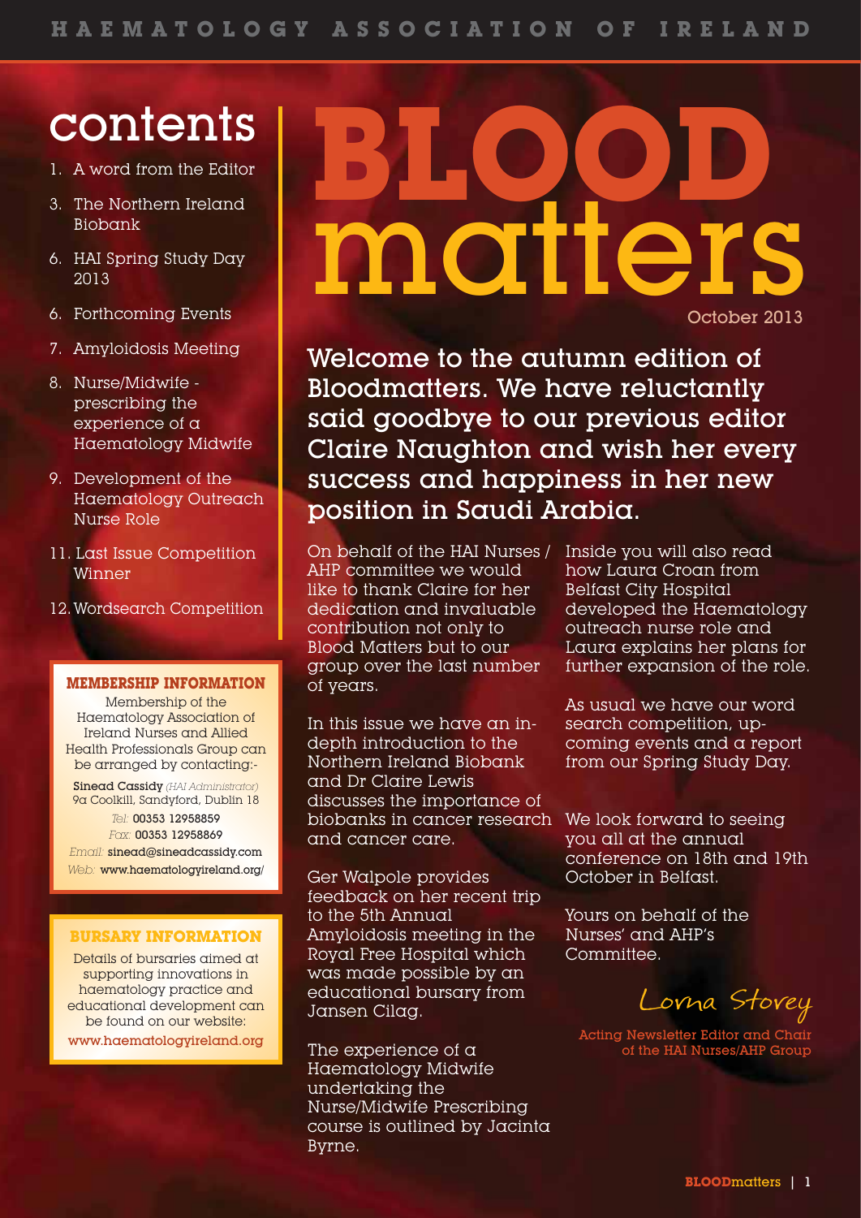# BLOOD matters

October 2013

## contents

1. A word from the Editor
3. The Northern Ireland Biobank
6. HAI Spring Study Day 2013
6. Forthcoming Events
7. Amyloidosis Meeting
8. Nurse/Midwife - prescribing the experience of a Haematology Midwife
9. Development of the Haematology Outreach Nurse Role
11. Last Issue Competition Winner
12. Wordsearch Competition

### MEMBERSHIP INFORMATION

Membership of the Haematology Association of Ireland Nurses and Allied Health Professionals Group can be arranged by contacting:-

**Sinead Cassidy** *(HAI Administrator)*
9a Coolkill, Sandyford, Dublin 18
*Tel:* 00353 12958859
*Fax:* 00353 12958869
*Email:* sinead@sineadcassidy.com
*Web:* www.haematologyireland.org/

### BURSARY INFORMATION

Details of bursaries aimed at supporting innovations in haematology practice and educational development can be found on our website:
www.haematologyireland.org

**Welcome to the autumn edition of Bloodmatters. We have reluctantly said goodbye to our previous editor Claire Naughton and wish her every success and happiness in her new position in Saudi Arabia.**

On behalf of the HAI Nurses / AHP committee we would like to thank Claire for her dedication and invaluable contribution not only to Blood Matters but to our group over the last number of years.

In this issue we have an in-depth introduction to the Northern Ireland Biobank and Dr Claire Lewis discusses the importance of biobanks in cancer research and cancer care.

Ger Walpole provides feedback on her recent trip to the 5th Annual Amyloidosis meeting in the Royal Free Hospital which was made possible by an educational bursary from Jansen Cilag.

The experience of a Haematology Midwife undertaking the Nurse/Midwife Prescribing course is outlined by Jacinta Byrne.

Inside you will also read how Laura Croan from Belfast City Hospital developed the Haematology outreach nurse role and Laura explains her plans for further expansion of the role.

As usual we have our word search competition, up-coming events and a report from our Spring Study Day.

We look forward to seeing you all at the annual conference on 18th and 19th October in Belfast.

Yours on behalf of the Nurses' and AHP's Committee.

*Lorna Storey*

Acting Newsletter Editor and Chair of the HAI Nurses/AHP Group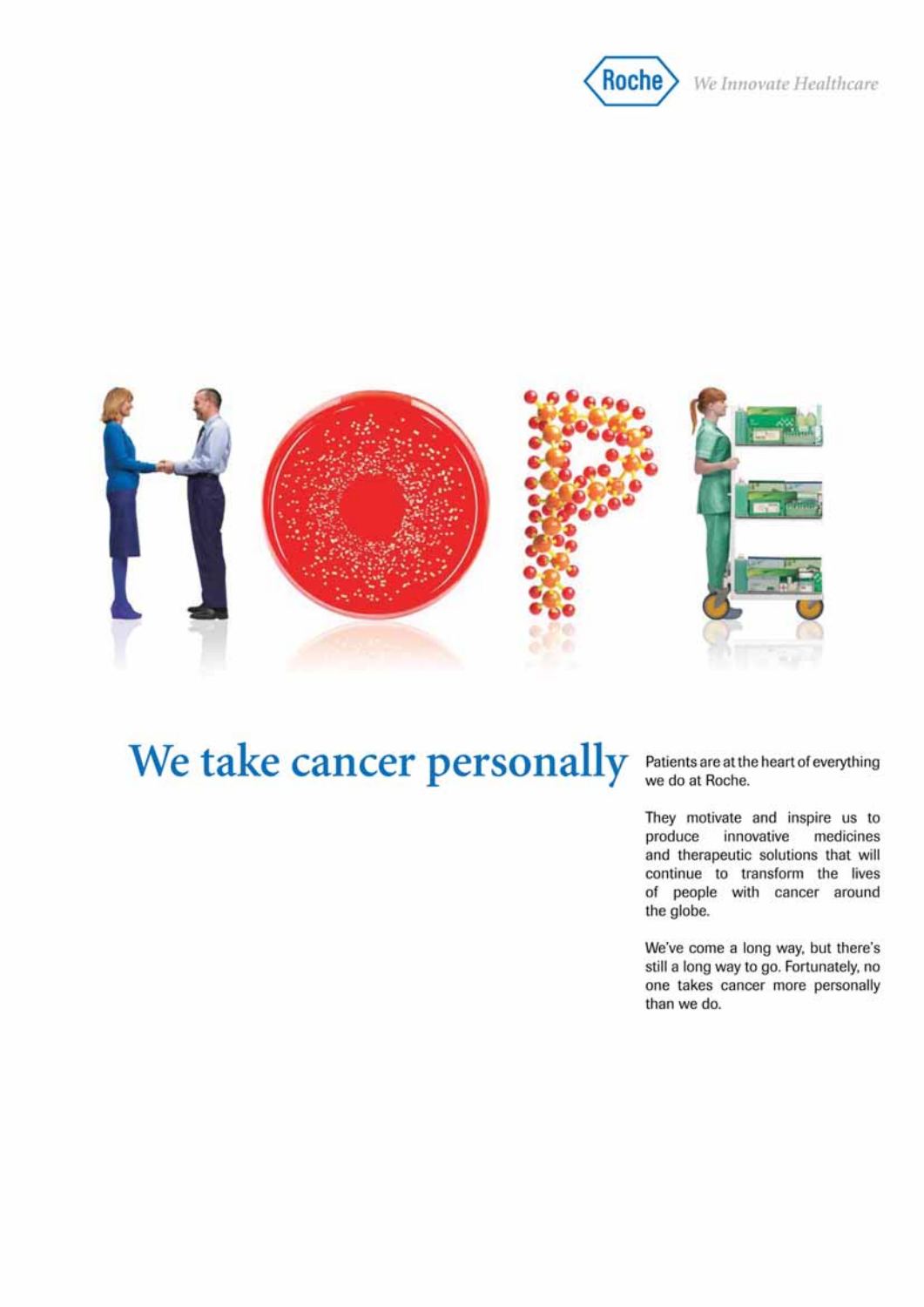Roche *We Innovate Healthcare*

# We take cancer personally

Patients are at the heart of everything we do at Roche.

They motivate and inspire us to produce innovative medicines and therapeutic solutions that will continue to transform the lives of people with cancer around the globe.

We've come a long way, but there's still a long way to go. Fortunately, no one takes cancer more personally than we do.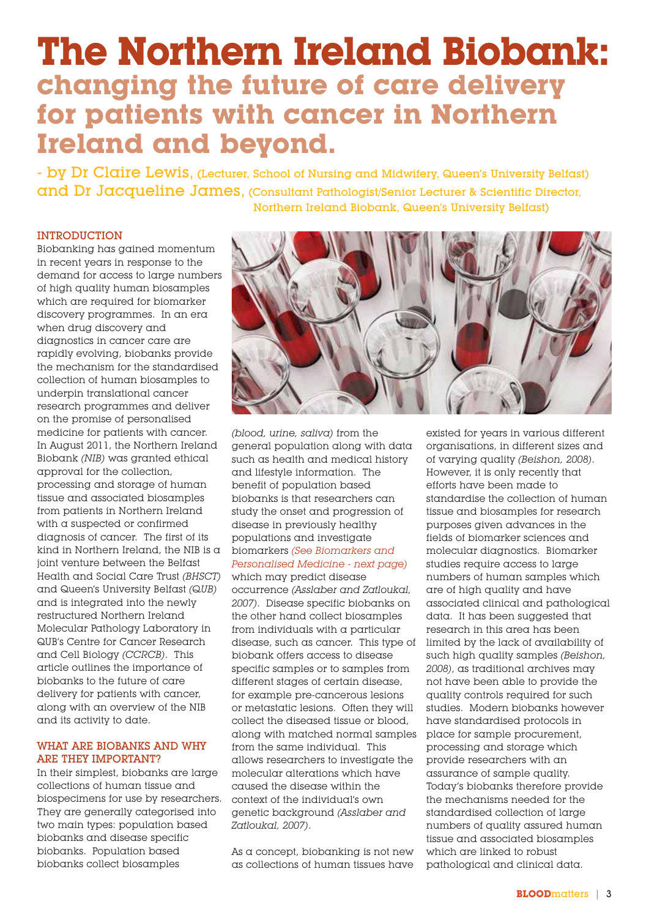# The Northern Ireland Biobank:

## changing the future of care delivery for patients with cancer in Northern Ireland and beyond.

- by Dr Claire Lewis, (Lecturer, School of Nursing and Midwifery, Queen's University Belfast) and Dr Jacqueline James, (Consultant Pathologist/Senior Lecturer & Scientific Director, Northern Ireland Biobank, Queen's University Belfast)

### INTRODUCTION

Biobanking has gained momentum in recent years in response to the demand for access to large numbers of high quality human biosamples which are required for biomarker discovery programmes. In an era when drug discovery and diagnostics in cancer care are rapidly evolving, biobanks provide the mechanism for the standardised collection of human biosamples to underpin translational cancer research programmes and deliver on the promise of personalised medicine for patients with cancer. In August 2011, the Northern Ireland Biobank *(NIB)* was granted ethical approval for the collection, processing and storage of human tissue and associated biosamples from patients in Northern Ireland with a suspected or confirmed diagnosis of cancer. The first of its kind in Northern Ireland, the NIB is a joint venture between the Belfast Health and Social Care Trust *(BHSCT)* and Queen's University Belfast *(QUB)* and is integrated into the newly restructured Northern Ireland Molecular Pathology Laboratory in QUB's Centre for Cancer Research and Cell Biology *(CCRCB)*. This article outlines the importance of biobanks to the future of care delivery for patients with cancer, along with an overview of the NIB and its activity to date.

### WHAT ARE BIOBANKS AND WHY ARE THEY IMPORTANT?

In their simplest, biobanks are large collections of human tissue and biospecimens for use by researchers. They are generally categorised into two main types: population based biobanks and disease specific biobanks. Population based biobanks collect biosamples *(blood, urine, saliva)* from the general population along with data such as health and medical history and lifestyle information. The benefit of population based biobanks is that researchers can study the onset and progression of disease in previously healthy populations and investigate biomarkers *(See Biomarkers and Personalised Medicine - next page)* which may predict disease occurrence *(Asslaber and Zatloukal, 2007)*. Disease specific biobanks on the other hand collect biosamples from individuals with a particular disease, such as cancer. This type of biobank offers access to disease specific samples or to samples from different stages of certain disease, for example pre-cancerous lesions or metastatic lesions. Often they will collect the diseased tissue or blood, along with matched normal samples from the same individual. This allows researchers to investigate the molecular alterations which have caused the disease within the context of the individual's own genetic background *(Asslaber and Zatloukal, 2007)*.

As a concept, biobanking is not new as collections of human tissues have existed for years in various different organisations, in different sizes and of varying quality *(Beishon, 2008)*. However, it is only recently that efforts have been made to standardise the collection of human tissue and biosamples for research purposes given advances in the fields of biomarker sciences and molecular diagnostics. Biomarker studies require access to large numbers of human samples which are of high quality and have associated clinical and pathological data. It has been suggested that research in this area has been limited by the lack of availability of such high quality samples *(Beishon, 2008)*, as traditional archives may not have been able to provide the quality controls required for such studies. Modern biobanks however have standardised protocols in place for sample procurement, processing and storage which provide researchers with an assurance of sample quality. Today's biobanks therefore provide the mechanisms needed for the standardised collection of large numbers of quality assured human tissue and associated biosamples which are linked to robust pathological and clinical data.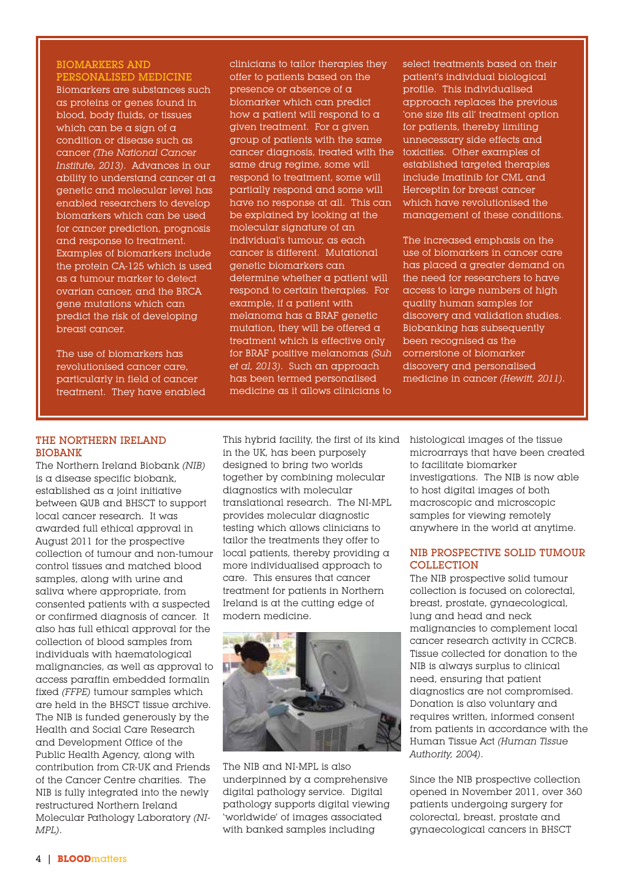## BIOMARKERS AND PERSONALISED MEDICINE

Biomarkers are substances such as proteins or genes found in blood, body fluids, or tissues which can be a sign of a condition or disease such as cancer *(The National Cancer Institute, 2013)*. Advances in our ability to understand cancer at a genetic and molecular level has enabled researchers to develop biomarkers which can be used for cancer prediction, prognosis and response to treatment. Examples of biomarkers include the protein CA-125 which is used as a tumour marker to detect ovarian cancer, and the BRCA gene mutations which can predict the risk of developing breast cancer.

The use of biomarkers has revolutionised cancer care, particularly in field of cancer treatment. They have enabled clinicians to tailor therapies they offer to patients based on the presence or absence of a biomarker which can predict how a patient will respond to a given treatment. For a given group of patients with the same cancer diagnosis, treated with the same drug regime, some will respond to treatment, some will partially respond and some will have no response at all. This can be explained by looking at the molecular signature of an individual's tumour, as each cancer is different. Mutational genetic biomarkers can determine whether a patient will respond to certain therapies. For example, if a patient with melanoma has a BRAF genetic mutation, they will be offered a treatment which is effective only for BRAF positive melanomas *(Suh et al, 2013)*. Such an approach has been termed personalised medicine as it allows clinicians to select treatments based on their patient's individual biological profile. This individualised approach replaces the previous 'one size fits all' treatment option for patients, thereby limiting unnecessary side effects and toxicities. Other examples of established targeted therapies include Imatinib for CML and Herceptin for breast cancer which have revolutionised the management of these conditions.

The increased emphasis on the use of biomarkers in cancer care has placed a greater demand on the need for researchers to have access to large numbers of high quality human samples for discovery and validation studies. Biobanking has subsequently been recognised as the cornerstone of biomarker discovery and personalised medicine in cancer *(Hewitt, 2011)*.

## THE NORTHERN IRELAND BIOBANK

The Northern Ireland Biobank *(NIB)* is a disease specific biobank, established as a joint initiative between QUB and BHSCT to support local cancer research. It was awarded full ethical approval in August 2011 for the prospective collection of tumour and non-tumour control tissues and matched blood samples, along with urine and saliva where appropriate, from consented patients with a suspected or confirmed diagnosis of cancer. It also has full ethical approval for the collection of blood samples from individuals with haematological malignancies, as well as approval to access paraffin embedded formalin fixed *(FFPE)* tumour samples which are held in the BHSCT tissue archive. The NIB is funded generously by the Health and Social Care Research and Development Office of the Public Health Agency, along with contribution from CR-UK and Friends of the Cancer Centre charities. The NIB is fully integrated into the newly restructured Northern Ireland Molecular Pathology Laboratory *(NI-MPL)*.

This hybrid facility, the first of its kind in the UK, has been purposely designed to bring two worlds together by combining molecular diagnostics with molecular translational research. The NI-MPL provides molecular diagnostic testing which allows clinicians to tailor the treatments they offer to local patients, thereby providing a more individualised approach to care. This ensures that cancer treatment for patients in Northern Ireland is at the cutting edge of modern medicine.

The NIB and NI-MPL is also underpinned by a comprehensive digital pathology service. Digital pathology supports digital viewing 'worldwide' of images associated with banked samples including histological images of the tissue microarrays that have been created to facilitate biomarker investigations. The NIB is now able to host digital images of both macroscopic and microscopic samples for viewing remotely anywhere in the world at anytime.

## NIB PROSPECTIVE SOLID TUMOUR COLLECTION

The NIB prospective solid tumour collection is focused on colorectal, breast, prostate, gynaecological, lung and head and neck malignancies to complement local cancer research activity in CCRCB. Tissue collected for donation to the NIB is always surplus to clinical need, ensuring that patient diagnostics are not compromised. Donation is also voluntary and requires written, informed consent from patients in accordance with the Human Tissue Act *(Human Tissue Authority, 2004)*.

Since the NIB prospective collection opened in November 2011, over 360 patients undergoing surgery for colorectal, breast, prostate and gynaecological cancers in BHSCT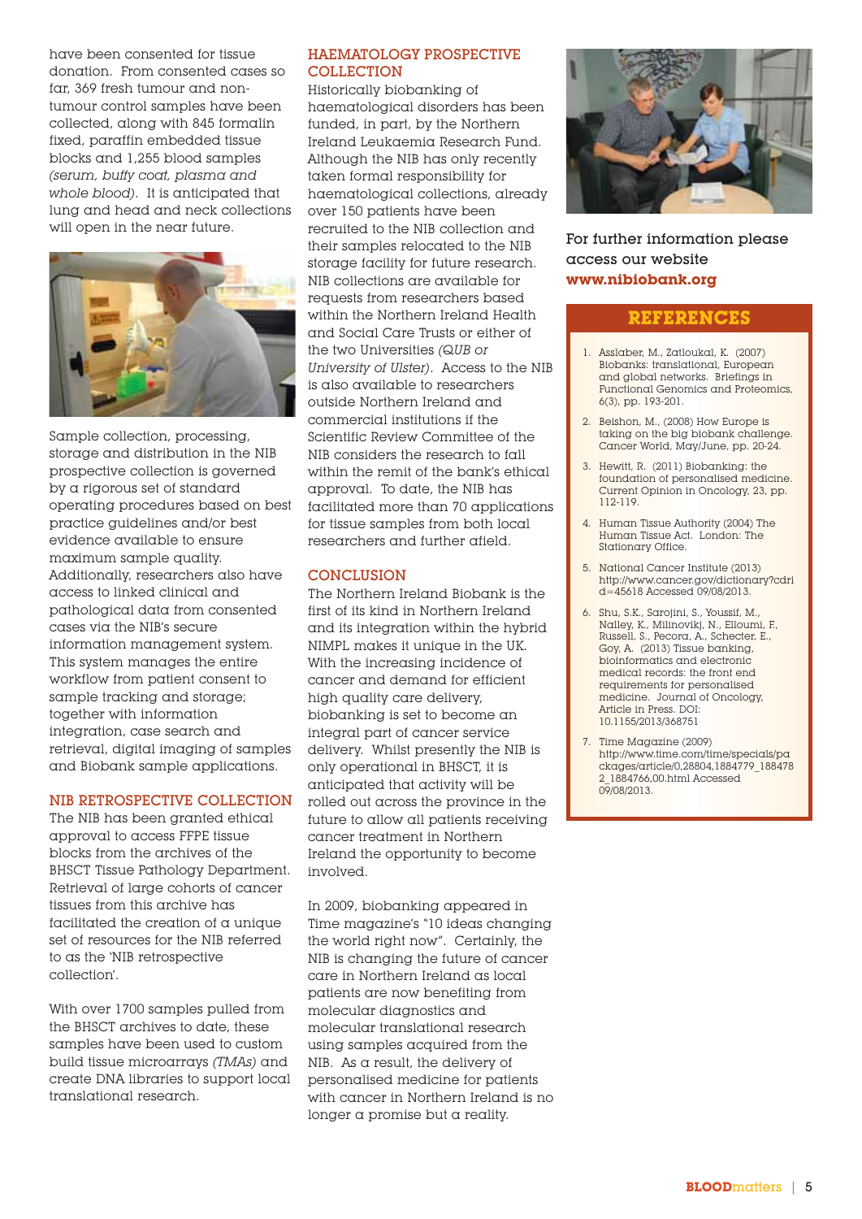have been consented for tissue donation. From consented cases so far, 369 fresh tumour and non-tumour control samples have been collected, along with 845 formalin fixed, paraffin embedded tissue blocks and 1,255 blood samples *(serum, buffy coat, plasma and whole blood)*. It is anticipated that lung and head and neck collections will open in the near future.

Sample collection, processing, storage and distribution in the NIB prospective collection is governed by a rigorous set of standard operating procedures based on best practice guidelines and/or best evidence available to ensure maximum sample quality. Additionally, researchers also have access to linked clinical and pathological data from consented cases via the NIB's secure information management system. This system manages the entire workflow from patient consent to sample tracking and storage; together with information integration, case search and retrieval, digital imaging of samples and Biobank sample applications.

## NIB RETROSPECTIVE COLLECTION

The NIB has been granted ethical approval to access FFPE tissue blocks from the archives of the BHSCT Tissue Pathology Department. Retrieval of large cohorts of cancer tissues from this archive has facilitated the creation of a unique set of resources for the NIB referred to as the 'NIB retrospective collection'.

With over 1700 samples pulled from the BHSCT archives to date, these samples have been used to custom build tissue microarrays *(TMAs)* and create DNA libraries to support local translational research.

## HAEMATOLOGY PROSPECTIVE COLLECTION

Historically biobanking of haematological disorders has been funded, in part, by the Northern Ireland Leukaemia Research Fund. Although the NIB has only recently taken formal responsibility for haematological collections, already over 150 patients have been recruited to the NIB collection and their samples relocated to the NIB storage facility for future research. NIB collections are available for requests from researchers based within the Northern Ireland Health and Social Care Trusts or either of the two Universities *(QUB or University of Ulster)*. Access to the NIB is also available to researchers outside Northern Ireland and commercial institutions if the Scientific Review Committee of the NIB considers the research to fall within the remit of the bank's ethical approval. To date, the NIB has facilitated more than 70 applications for tissue samples from both local researchers and further afield.

## CONCLUSION

The Northern Ireland Biobank is the first of its kind in Northern Ireland and its integration within the hybrid NIMPL makes it unique in the UK. With the increasing incidence of cancer and demand for efficient high quality care delivery, biobanking is set to become an integral part of cancer service delivery. Whilst presently the NIB is only operational in BHSCT, it is anticipated that activity will be rolled out across the province in the future to allow all patients receiving cancer treatment in Northern Ireland the opportunity to become involved.

In 2009, biobanking appeared in Time magazine's "10 ideas changing the world right now". Certainly, the NIB is changing the future of cancer care in Northern Ireland as local patients are now benefiting from molecular diagnostics and molecular translational research using samples acquired from the NIB. As a result, the delivery of personalised medicine for patients with cancer in Northern Ireland is no longer a promise but a reality.

For further information please access our website **www.nibiobank.org**

## REFERENCES

1. Asslaber, M., Zatloukal, K. (2007) Biobanks: translational, European and global networks. Briefings in Functional Genomics and Proteomics, 6(3), pp. 193-201.
2. Beishon, M., (2008) How Europe is taking on the big biobank challenge. Cancer World, May/June, pp. 20-24.
3. Hewitt, R. (2011) Biobanking: the foundation of personalised medicine. Current Opinion in Oncology, 23, pp. 112-119.
4. Human Tissue Authority (2004) The Human Tissue Act. London: The Stationary Office.
5. National Cancer Institute (2013) http://www.cancer.gov/dictionary?cdrid=45618 Accessed 09/08/2013.
6. Shu, S.K., Sarojini, S., Youssif, M., Nalley, K., Milinovikj, N., Elloumi, F., Russell, S., Pecora, A., Schecter, E., Goy, A. (2013) Tissue banking, bioinformatics and electronic medical records: the front end requirements for personalised medicine. Journal of Oncology, Article in Press. DOI: 10.1155/2013/368751
7. Time Magazine (2009) http://www.time.com/time/specials/packages/article/0,28804,1884779_1884782_1884766,00.html Accessed 09/08/2013.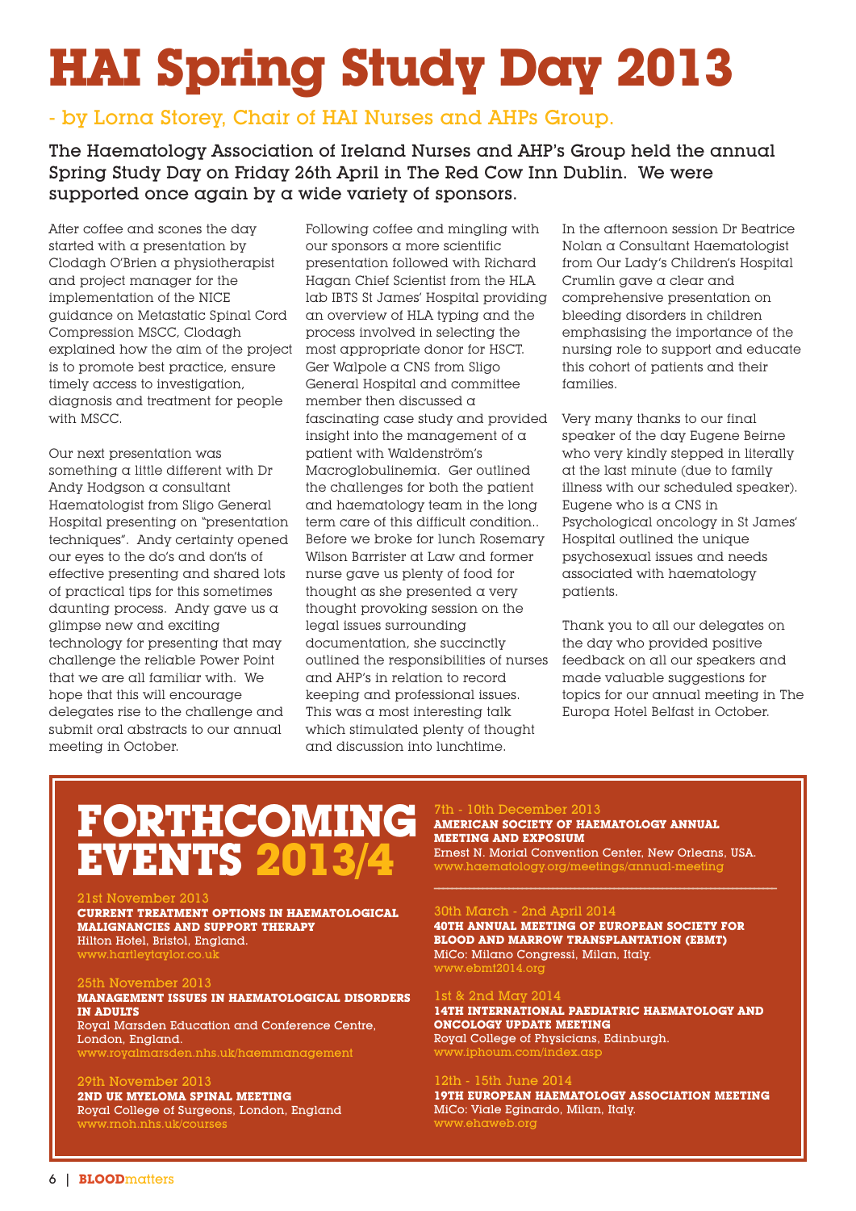# HAI Spring Study Day 2013

## - by Lorna Storey, Chair of HAI Nurses and AHPs Group.

**The Haematology Association of Ireland Nurses and AHP's Group held the annual Spring Study Day on Friday 26th April in The Red Cow Inn Dublin. We were supported once again by a wide variety of sponsors.**

After coffee and scones the day started with a presentation by Clodagh O'Brien a physiotherapist and project manager for the implementation of the NICE guidance on Metastatic Spinal Cord Compression MSCC, Clodagh explained how the aim of the project is to promote best practice, ensure timely access to investigation, diagnosis and treatment for people with MSCC.

Our next presentation was something a little different with Dr Andy Hodgson a consultant Haematologist from Sligo General Hospital presenting on "presentation techniques". Andy certainty opened our eyes to the do's and don'ts of effective presenting and shared lots of practical tips for this sometimes daunting process. Andy gave us a glimpse new and exciting technology for presenting that may challenge the reliable Power Point that we are all familiar with. We hope that this will encourage delegates rise to the challenge and submit oral abstracts to our annual meeting in October.

Following coffee and mingling with our sponsors a more scientific presentation followed with Richard Hagan Chief Scientist from the HLA lab IBTS St James' Hospital providing an overview of HLA typing and the process involved in selecting the most appropriate donor for HSCT. Ger Walpole a CNS from Sligo General Hospital and committee member then discussed a fascinating case study and provided insight into the management of a patient with Waldenström's Macroglobulinemia. Ger outlined the challenges for both the patient and haematology team in the long term care of this difficult condition.. Before we broke for lunch Rosemary Wilson Barrister at Law and former nurse gave us plenty of food for thought as she presented a very thought provoking session on the legal issues surrounding documentation, she succinctly outlined the responsibilities of nurses and AHP's in relation to record keeping and professional issues. This was a most interesting talk which stimulated plenty of thought and discussion into lunchtime.

In the afternoon session Dr Beatrice Nolan a Consultant Haematologist from Our Lady's Children's Hospital Crumlin gave a clear and comprehensive presentation on bleeding disorders in children emphasising the importance of the nursing role to support and educate this cohort of patients and their families.

Very many thanks to our final speaker of the day Eugene Beirne who very kindly stepped in literally at the last minute (due to family illness with our scheduled speaker). Eugene who is a CNS in Psychological oncology in St James' Hospital outlined the unique psychosexual issues and needs associated with haematology patients.

Thank you to all our delegates on the day who provided positive feedback on all our speakers and made valuable suggestions for topics for our annual meeting in The Europa Hotel Belfast in October.

# FORTHCOMING EVENTS 2013/4

21st November 2013
**CURRENT TREATMENT OPTIONS IN HAEMATOLOGICAL MALIGNANCIES AND SUPPORT THERAPY**
Hilton Hotel, Bristol, England.
www.hartleytaylor.co.uk

25th November 2013
**MANAGEMENT ISSUES IN HAEMATOLOGICAL DISORDERS IN ADULTS**
Royal Marsden Education and Conference Centre, London, England.
www.royalmarsden.nhs.uk/haemmanagement

29th November 2013
**2ND UK MYELOMA SPINAL MEETING**
Royal College of Surgeons, London, England
www.rnoh.nhs.uk/courses

7th - 10th December 2013
**AMERICAN SOCIETY OF HAEMATOLOGY ANNUAL MEETING AND EXPOSIUM**
Ernest N. Morial Convention Center, New Orleans, USA.
www.haematology.org/meetings/annual-meeting

30th March - 2nd April 2014
**40TH ANNUAL MEETING OF EUROPEAN SOCIETY FOR BLOOD AND MARROW TRANSPLANTATION (EBMT)**
MiCo: Milano Congressi, Milan, Italy.
www.ebmt2014.org

1st & 2nd May 2014
**14TH INTERNATIONAL PAEDIATRIC HAEMATOLOGY AND ONCOLOGY UPDATE MEETING**
Royal College of Physicians, Edinburgh.
www.iphoum.com/index.asp

12th - 15th June 2014
**19TH EUROPEAN HAEMATOLOGY ASSOCIATION MEETING**
MiCo: Viale Eginardo, Milan, Italy.
www.ehaweb.org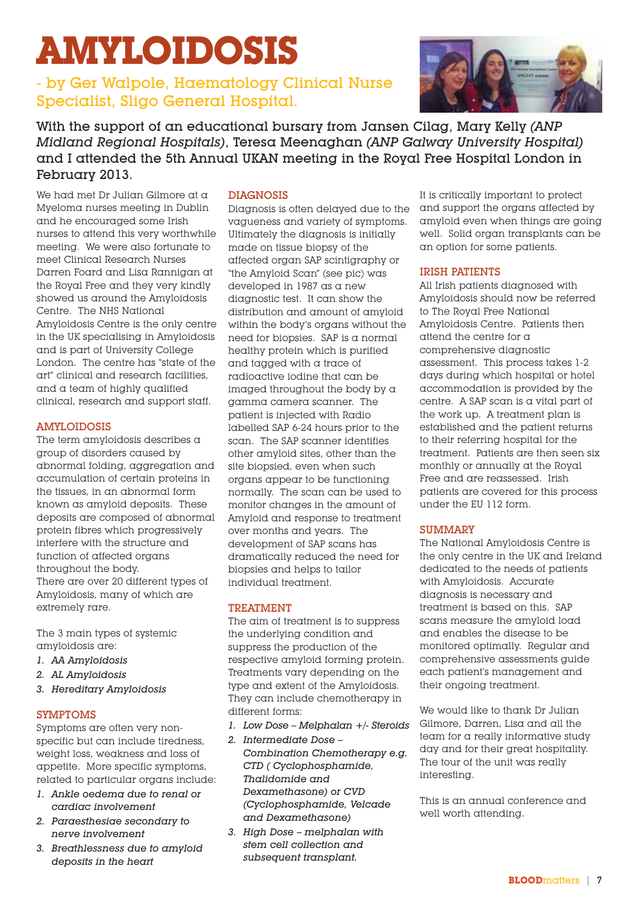# AMYLOIDOSIS

## - by Ger Walpole, Haematology Clinical Nurse Specialist, Sligo General Hospital.

With the support of an educational bursary from Jansen Cilag, Mary Kelly *(ANP Midland Regional Hospitals)*, Teresa Meenaghan *(ANP Galway University Hospital)* and I attended the 5th Annual UKAN meeting in the Royal Free Hospital London in February 2013.

We had met Dr Julian Gilmore at a Myeloma nurses meeting in Dublin and he encouraged some Irish nurses to attend this very worthwhile meeting. We were also fortunate to meet Clinical Research Nurses Darren Foard and Lisa Rannigan at the Royal Free and they very kindly showed us around the Amyloidosis Centre. The NHS National Amyloidosis Centre is the only centre in the UK specialising in Amyloidosis and is part of University College London. The centre has "state of the art" clinical and research facilities, and a team of highly qualified clinical, research and support staff.

### AMYLOIDOSIS

The term amyloidosis describes a group of disorders caused by abnormal folding, aggregation and accumulation of certain proteins in the tissues, in an abnormal form known as amyloid deposits. These deposits are composed of abnormal protein fibres which progressively interfere with the structure and function of affected organs throughout the body.
There are over 20 different types of Amyloidosis, many of which are extremely rare.

The 3 main types of systemic amyloidosis are:

1. *AA Amyloidosis*
2. *AL Amyloidosis*
3. *Hereditary Amyloidosis*

### SYMPTOMS

Symptoms are often very non-specific but can include tiredness, weight loss, weakness and loss of appetite. More specific symptoms, related to particular organs include:

1. *Ankle oedema due to renal or cardiac involvement*
2. *Paraesthesiae secondary to nerve involvement*
3. *Breathlessness due to amyloid deposits in the heart*

### DIAGNOSIS

Diagnosis is often delayed due to the vagueness and variety of symptoms. Ultimately the diagnosis is initially made on tissue biopsy of the affected organ SAP scintigraphy or "the Amyloid Scan" (see pic) was developed in 1987 as a new diagnostic test. It can show the distribution and amount of amyloid within the body's organs without the need for biopsies. SAP is a normal healthy protein which is purified and tagged with a trace of radioactive iodine that can be imaged throughout the body by a gamma camera scanner. The patient is injected with Radio labelled SAP 6-24 hours prior to the scan. The SAP scanner identifies other amyloid sites, other than the site biopsied, even when such organs appear to be functioning normally. The scan can be used to monitor changes in the amount of Amyloid and response to treatment over months and years. The development of SAP scans has dramatically reduced the need for biopsies and helps to tailor individual treatment.

### TREATMENT

The aim of treatment is to suppress the underlying condition and suppress the production of the respective amyloid forming protein. Treatments vary depending on the type and extent of the Amyloidosis. They can include chemotherapy in different forms:

1. *Low Dose – Melphalan +/- Steroids*
2. *Intermediate Dose – Combination Chemotherapy e.g. CTD ( Cyclophosphamide, Thalidomide and Dexamethasone) or CVD (Cyclophosphamide, Velcade and Dexamethasone)*
3. *High Dose – melphalan with stem cell collection and subsequent transplant.*

It is critically important to protect and support the organs affected by amyloid even when things are going well. Solid organ transplants can be an option for some patients.

### IRISH PATIENTS

All Irish patients diagnosed with Amyloidosis should now be referred to The Royal Free National Amyloidosis Centre. Patients then attend the centre for a comprehensive diagnostic assessment. This process takes 1-2 days during which hospital or hotel accommodation is provided by the centre. A SAP scan is a vital part of the work up. A treatment plan is established and the patient returns to their referring hospital for the treatment. Patients are then seen six monthly or annually at the Royal Free and are reassessed. Irish patients are covered for this process under the EU 112 form.

### SUMMARY

The National Amyloidosis Centre is the only centre in the UK and Ireland dedicated to the needs of patients with Amyloidosis. Accurate diagnosis is necessary and treatment is based on this. SAP scans measure the amyloid load and enables the disease to be monitored optimally. Regular and comprehensive assessments guide each patient's management and their ongoing treatment.

We would like to thank Dr Julian Gilmore, Darren, Lisa and all the team for a really informative study day and for their great hospitality. The tour of the unit was really interesting.

This is an annual conference and well worth attending.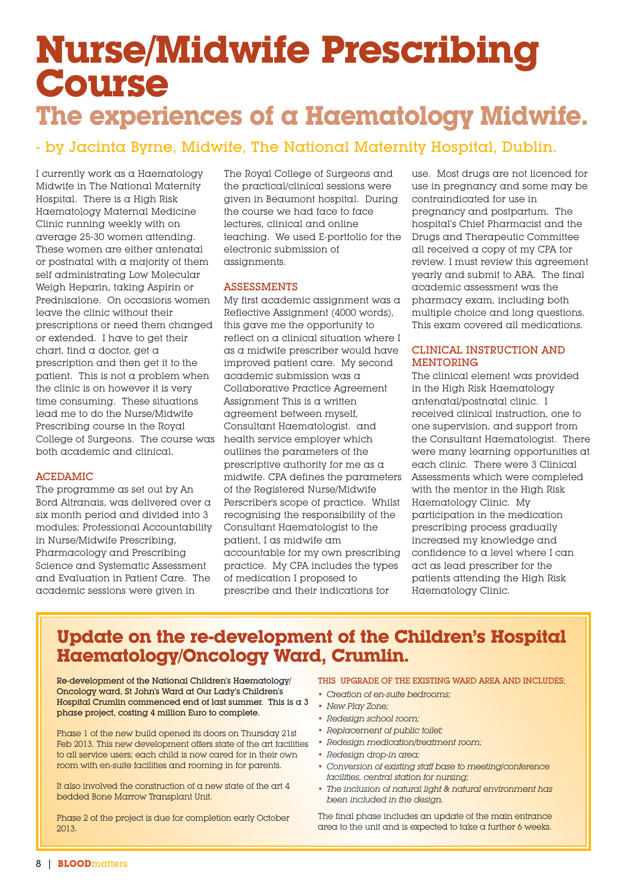# Nurse/Midwife Prescribing Course

## The experiences of a Haematology Midwife.

- by Jacinta Byrne, Midwife, The National Maternity Hospital, Dublin.

I currently work as a Haematology Midwife in The National Maternity Hospital. There is a High Risk Haematology Maternal Medicine Clinic running weekly with on average 25-30 women attending. These women are either antenatal or postnatal with a majority of them self administrating Low Molecular Weigh Heparin, taking Aspirin or Prednisalone. On occasions women leave the clinic without their prescriptions or need them changed or extended. I have to get their chart, find a doctor, get a prescription and then get it to the patient. This is not a problem when the clinic is on however it is very time consuming. These situations lead me to do the Nurse/Midwife Prescribing course in the Royal College of Surgeons. The course was both academic and clinical.

### ACEDAMIC

The programme as set out by An Bord Altranais, was delivered over a six month period and divided into 3 modules; Professional Accountability in Nurse/Midwife Prescribing, Pharmacology and Prescribing Science and Systematic Assessment and Evaluation in Patient Care. The academic sessions were given in The Royal College of Surgeons and the practical/clinical sessions were given in Beaumont hospital. During the course we had face to face lectures, clinical and online teaching. We used E-portfolio for the electronic submission of assignments.

### ASSESSMENTS

My first academic assignment was a Reflective Assignment (4000 words), this gave me the opportunity to reflect on a clinical situation where I as a midwife prescriber would have improved patient care. My second academic submission was a Collaborative Practice Agreement Assignment This is a written agreement between myself, Consultant Haematologist. and health service employer which outlines the parameters of the prescriptive authority for me as a midwife. CPA defines the parameters of the Registered Nurse/Midwife Perscriber's scope of practice. Whilst recognising the responsibility of the Consultant Haematologist to the patient, I as midwife am accountable for my own prescribing practice. My CPA includes the types of medication I proposed to prescribe and their indications for use. Most drugs are not licenced for use in pregnancy and some may be contraindicated for use in pregnancy and postpartum. The hospital's Chief Pharmacist and the Drugs and Therapeutic Committee all received a copy of my CPA for review. I must review this agreement yearly and submit to ABA. The final academic assessment was the pharmacy exam, including both multiple choice and long questions. This exam covered all medications.

### CLINICAL INSTRUCTION AND MENTORING

The clinical element was provided in the High Risk Haematology antenatal/postnatal clinic. I received clinical instruction, one to one supervision, and support from the Consultant Haematologist. There were many learning opportunities at each clinic. There were 3 Clinical Assessments which were completed with the mentor in the High Risk Haematology Clinic. My participation in the medication prescribing process gradually increased my knowledge and confidence to a level where I can act as lead prescriber for the patients attending the High Risk Haematology Clinic.

## Update on the re-development of the Children's Hospital Haematology/Oncology Ward, Crumlin.

**Re-development of the National Children's Haematology/ Oncology ward, St John's Ward at Our Lady's Children's Hospital Crumlin commenced end of last summer. This is a 3 phase project, costing 4 million Euro to complete.**

Phase 1 of the new build opened its doors on Thursday 21st Feb 2013. This new development offers state of the art facilities to all service users; each child is now cared for in their own room with en-suite facilities and rooming in for parents.

It also involved the construction of a new state of the art 4 bedded Bone Marrow Transplant Unit.

Phase 2 of the project is due for completion early October 2013.

THIS UPGRADE OF THE EXISTING WARD AREA AND INCLUDES;

- *Creation of en-suite bedrooms;*
- *New Play Zone;*
- *Redesign school room;*
- *Replacement of public toilet;*
- *Redesign medication/treatment room;*
- *Redesign drop-in area;*
- *Conversion of existing staff base to meeting/conference facilities, central station for nursing;*
- *The inclusion of natural light & natural environment has been included in the design.*

The final phase includes an update of the main entrance area to the unit and is expected to take a further 6 weeks.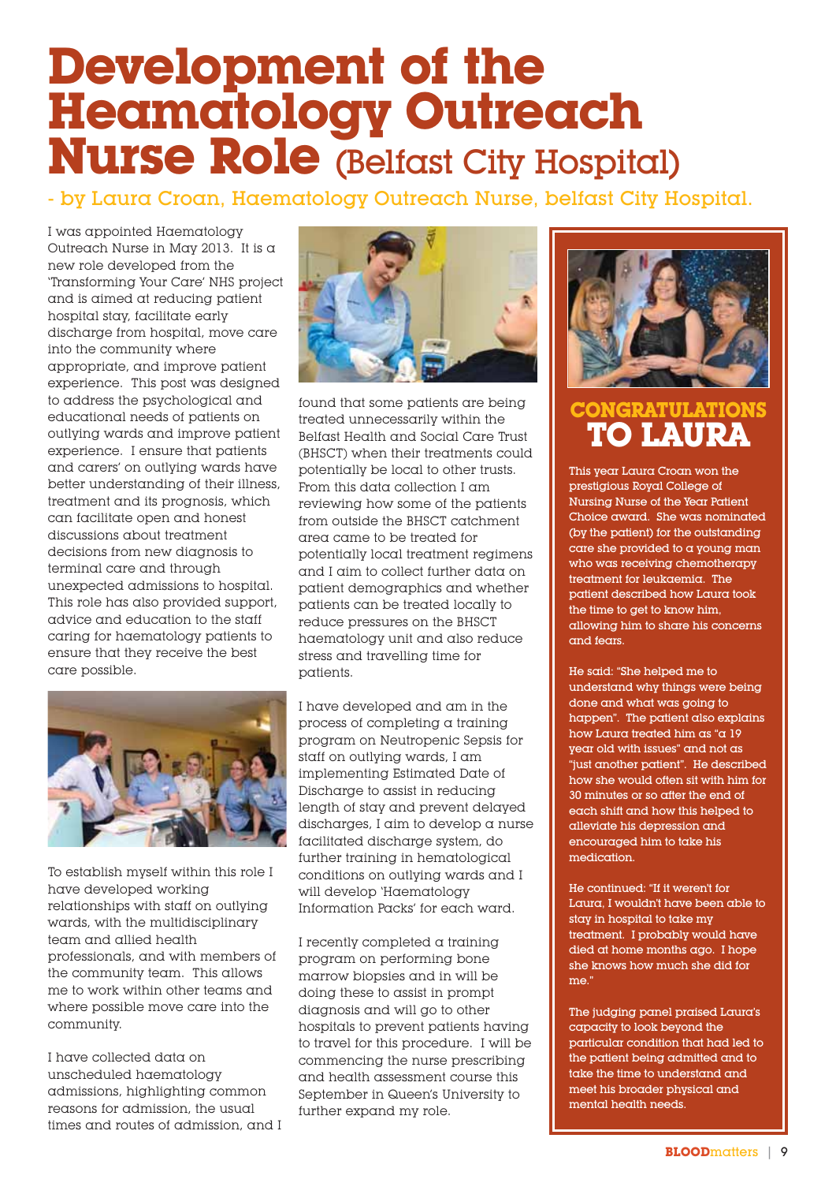# Development of the Heamatology Outreach Nurse Role (Belfast City Hospital)

- by Laura Croan, Haematology Outreach Nurse, belfast City Hospital.

I was appointed Haematology Outreach Nurse in May 2013. It is a new role developed from the 'Transforming Your Care' NHS project and is aimed at reducing patient hospital stay, facilitate early discharge from hospital, move care into the community where appropriate, and improve patient experience. This post was designed to address the psychological and educational needs of patients on outlying wards and improve patient experience. I ensure that patients and carers' on outlying wards have better understanding of their illness, treatment and its prognosis, which can facilitate open and honest discussions about treatment decisions from new diagnosis to terminal care and through unexpected admissions to hospital. This role has also provided support, advice and education to the staff caring for haematology patients to ensure that they receive the best care possible.

To establish myself within this role I have developed working relationships with staff on outlying wards, with the multidisciplinary team and allied health professionals, and with members of the community team. This allows me to work within other teams and where possible move care into the community.

I have collected data on unscheduled haematology admissions, highlighting common reasons for admission, the usual times and routes of admission, and I found that some patients are being treated unnecessarily within the Belfast Health and Social Care Trust (BHSCT) when their treatments could potentially be local to other trusts. From this data collection I am reviewing how some of the patients from outside the BHSCT catchment area came to be treated for potentially local treatment regimens and I aim to collect further data on patient demographics and whether patients can be treated locally to reduce pressures on the BHSCT haematology unit and also reduce stress and travelling time for patients.

I have developed and am in the process of completing a training program on Neutropenic Sepsis for staff on outlying wards, I am implementing Estimated Date of Discharge to assist in reducing length of stay and prevent delayed discharges, I aim to develop a nurse facilitated discharge system, do further training in hematological conditions on outlying wards and I will develop 'Haematology Information Packs' for each ward.

I recently completed a training program on performing bone marrow biopsies and in will be doing these to assist in prompt diagnosis and will go to other hospitals to prevent patients having to travel for this procedure. I will be commencing the nurse prescribing and health assessment course this September in Queen's University to further expand my role.

## CONGRATULATIONS TO LAURA

This year Laura Croan won the prestigious Royal College of Nursing Nurse of the Year Patient Choice award. She was nominated (by the patient) for the outstanding care she provided to a young man who was receiving chemotherapy treatment for leukaemia. The patient described how Laura took the time to get to know him, allowing him to share his concerns and fears.

He said: "She helped me to understand why things were being done and what was going to happen". The patient also explains how Laura treated him as "a 19 year old with issues" and not as "just another patient". He described how she would often sit with him for 30 minutes or so after the end of each shift and how this helped to alleviate his depression and encouraged him to take his medication.

He continued: "If it weren't for Laura, I wouldn't have been able to stay in hospital to take my treatment. I probably would have died at home months ago. I hope she knows how much she did for me."

The judging panel praised Laura's capacity to look beyond the particular condition that had led to the patient being admitted and to take the time to understand and meet his broader physical and mental health needs.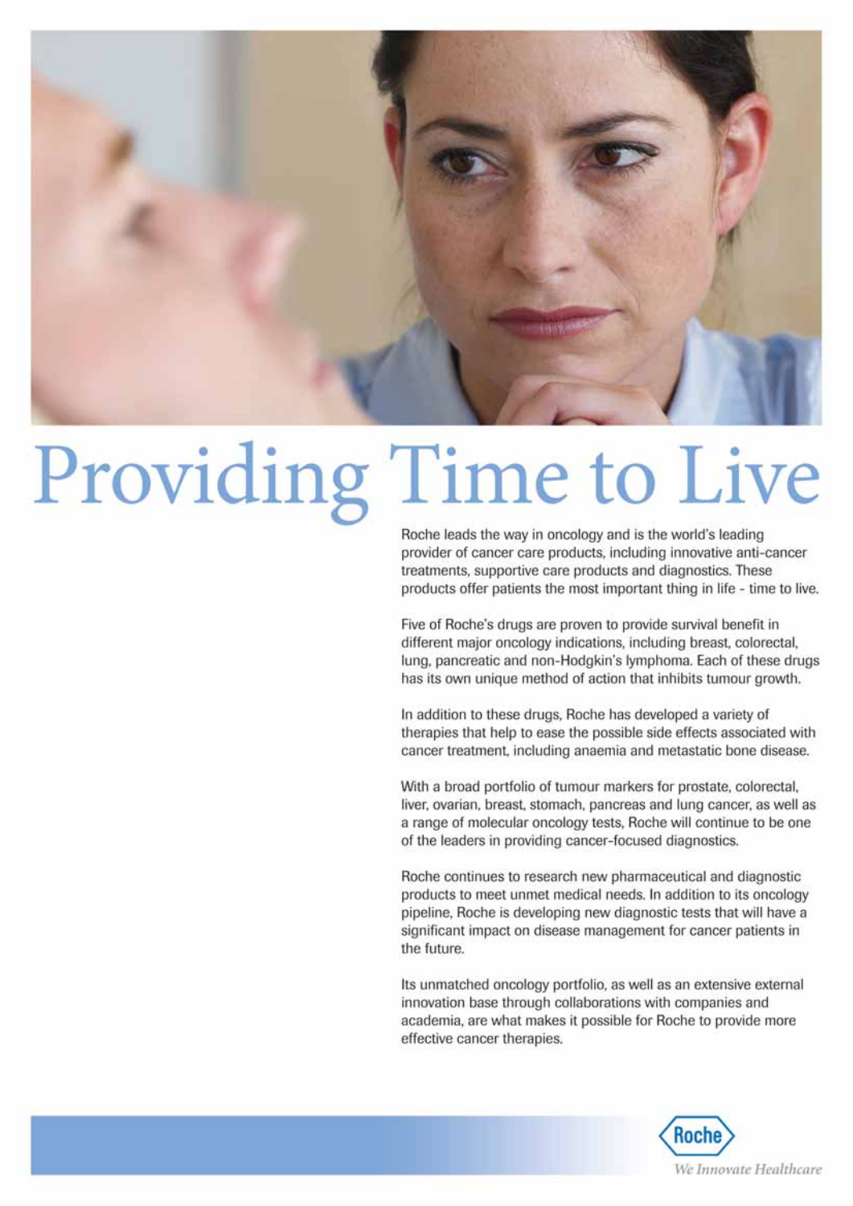# Providing Time to Live

Roche leads the way in oncology and is the world's leading provider of cancer care products, including innovative anti-cancer treatments, supportive care products and diagnostics. These products offer patients the most important thing in life - time to live.

Five of Roche's drugs are proven to provide survival benefit in different major oncology indications, including breast, colorectal, lung, pancreatic and non-Hodgkin's lymphoma. Each of these drugs has its own unique method of action that inhibits tumour growth.

In addition to these drugs, Roche has developed a variety of therapies that help to ease the possible side effects associated with cancer treatment, including anaemia and metastatic bone disease.

With a broad portfolio of tumour markers for prostate, colorectal, liver, ovarian, breast, stomach, pancreas and lung cancer, as well as a range of molecular oncology tests, Roche will continue to be one of the leaders in providing cancer-focused diagnostics.

Roche continues to research new pharmaceutical and diagnostic products to meet unmet medical needs. In addition to its oncology pipeline, Roche is developing new diagnostic tests that will have a significant impact on disease management for cancer patients in the future.

Its unmatched oncology portfolio, as well as an extensive external innovation base through collaborations with companies and academia, are what makes it possible for Roche to provide more effective cancer therapies.

Roche

*We Innovate Healthcare*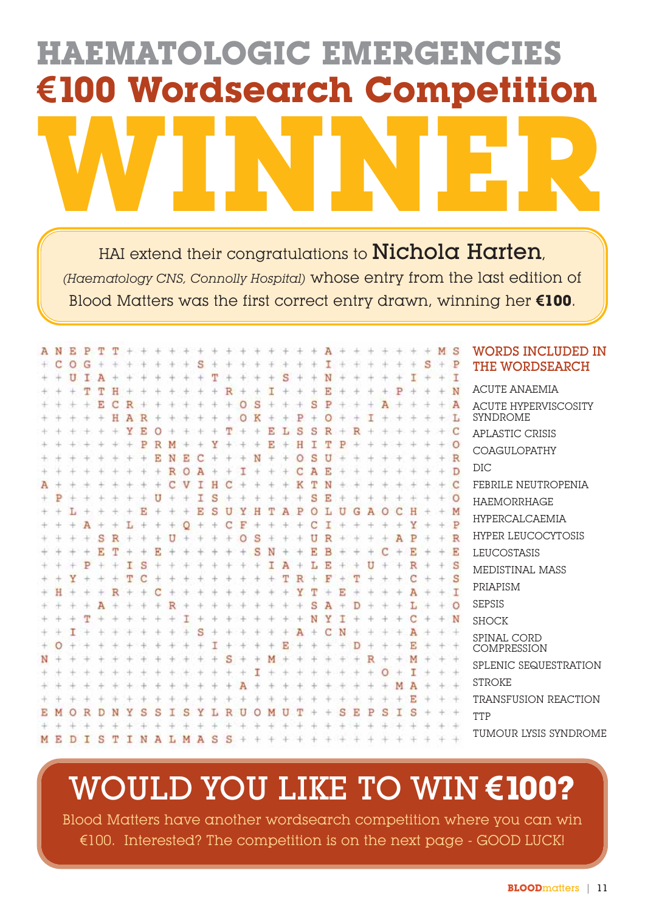# HAEMATOLOGIC EMERGENCIES

## €100 Wordsearch Competition

# WINNER

HAI extend their congratulations to **Nichola Harten**, *(Haematology CNS, Connolly Hospital)* whose entry from the last edition of Blood Matters was the first correct entry drawn, winning her **€100**.

```
A N E P T T + + + + + + + + + + + + + + A + + + + + + + M S
+ C O G + + + + + + + S + + + + + + + + I + + + + + + S + P
+ + U I A + + + + + + + T + + + + S + + N + + + + + I + + I
+ + + T T H + + + + + + + R + + I + + + E + + + + P + + + N
+ + + + E C R + + + + + + + + O S + + S P + + + A + + + + A
+ + + + + H A R + + + + + + + O K + P + O + + I + + + + + L
+ + + + + + Y E O + + + + T + + E L S S R + R + + + + + + C
+ + + + + + + P R M + + Y + + + E + H I T P + + + + + + + O
+ + + + + + + + E N E C + + + N + + O S U + + + + + + + + R
+ + + + + + + + + R O A + + I + + + C A E + + + + + + + + D
A + + + + + + + + C V I H C + + + + K T N + + + + + + + + C
+ P + + + + + + U + + I S + + + + + + S E + + + + + + + + O
+ + L + + + + E + + + E S U Y H T A P O L U G A O C H + + M
+ + + A + + L + + + Q + + C F + + + + C I + + + + + Y + + P
+ + + + S R + + + U + + + + + O S + + U R + + + + A P + + R
+ + + + E T + + E + + + + + + + S N + E B + + + C + E + + E
+ + + P + + I S + + + + + + + + I A + L E + + U + + R + + S
+ + Y + + + T C + + + + + + + + + T R + F + T + + + C + + S
+ H + + + R + + C + + + + + + + + + Y T + E + + + + A + + I
+ + + + A + + + + R + + + + + + + + + S A + D + + + L + + O
+ + + T + + + + + + I + + + + + + + + N Y I + + + + C + + N
+ + I + + + + + + + + S + + + + + + A + C N + + + + A + + +
+ O + + + + + + + + + + I + + + + E + + + + D + + + E + + +
N + + + + + + + + + + + + S + + M + + + + + + R + + M + + +
+ + + + + + + + + + + + + + + I + + + + + + + + O + I + + +
+ + + + + + + + + + + + + + A + + + + + + + + + + M A + + +
+ + + + + + + + + + + + + + + + + + + + + + + + + + E + + +
E M O R D N Y S S I S Y L R U O M U T + + S E P S I S + + +
+ + + + + + + + + + + + + + + + + + + + + + + + + + + + + +
M E D I S T I N A L M A S S + + + + + + + + + + + + + + + +
```

### WORDS INCLUDED IN THE WORDSEARCH

- ACUTE ANAEMIA
- ACUTE HYPERVISCOSITY SYNDROME
- APLASTIC CRISIS
- COAGULOPATHY
- DIC
- FEBRILE NEUTROPENIA
- HAEMORRHAGE
- HYPERCALCAEMIA
- HYPER LEUCOCYTOSIS
- LEUCOSTASIS
- MEDISTINAL MASS
- PRIAPISM
- SEPSIS
- SHOCK
- SPINAL CORD COMPRESSION
- SPLENIC SEQUESTRATION
- STROKE
- TRANSFUSION REACTION
- TTP
- TUMOUR LYSIS SYNDROME

## WOULD YOU LIKE TO WIN €100?

Blood Matters have another wordsearch competition where you can win €100. Interested? The competition is on the next page - GOOD LUCK!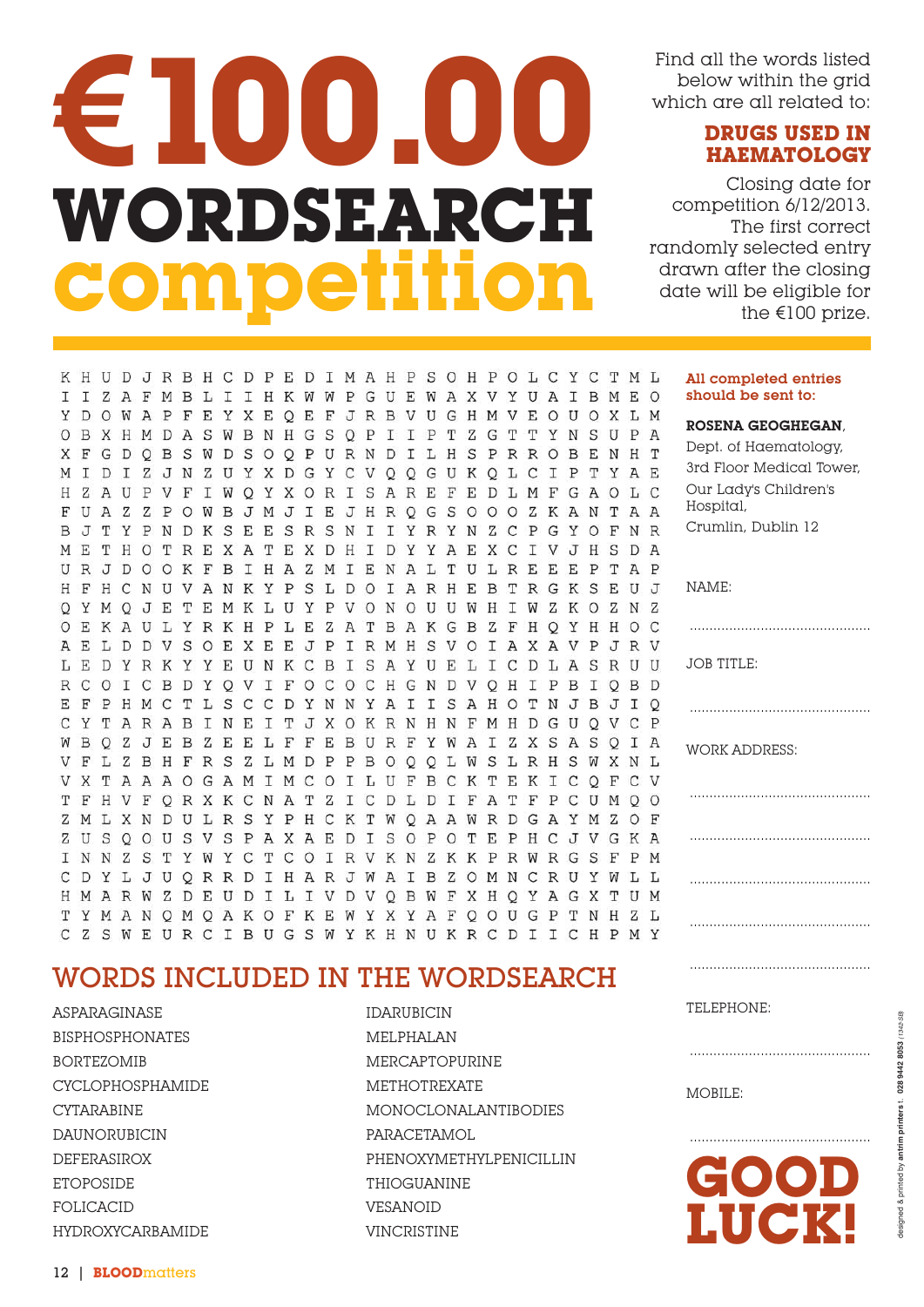# €100.00 WORDSEARCH competition

Find all the words listed below within the grid which are all related to:

**DRUGS USED IN HAEMATOLOGY**

Closing date for competition 6/12/2013. The first correct randomly selected entry drawn after the closing date will be eligible for the €100 prize.

```
K H U D J R B H C D P E D I M A H P S O H P O L C Y C T M L
I I Z A F M B L I I H K W W P G U E W A X V Y U A I B M E O
Y D O W A P F E Y X E Q E F J R B V U G H M V E O U O X L M
O B X H M D A S W B N H G S Q P I I P T Z G T T Y N S U P A
X F G D Q B S W D S O Q P U R N D I L H S P R R O B E N H T
M I D I Z J N Z U Y X D G Y C V Q Q G U K Q L C I P T Y A E
H Z A U P V F I W Q Y X O R I S A R E F E D L M F G A O L C
F U A Z Z P O W B J M J I E J H R Q G S O O O Z K A N T A A
B J T Y P N D K S E E S R S N I I Y R Y N Z C P G Y O F N R
M E T H O T R E X A T E X D H I D Y Y A E X C I V J H S D A
U R J D O O K F B I H A Z M I E N A L T U L R E E E P T A P
H F H C N U V A N K Y P S L D O I A R H E B T R G K S E U J
Q Y M Q J E T E M K L U Y P V O N O U U W H I W Z K O Z N Z
O E K A U L Y R K H P L E Z A T B A K G B Z F H Q Y H H O C
A E L D D V S O E X E E J P I R M H S V O I A X A V P J R V
L E D Y R K Y Y E U N K C B I S A Y U E L I C D L A S R U U
R C O I C B D Y Q V I F O C O C H G N D V Q H I P B I Q B D
E F P H M C T L S C C D Y N N Y A I I S A H O T N J B J I Q
C Y T A R A B I N E I T J X O K R N H N F M H D G U Q V C P
W B Q Z J E B Z E E L F F E B U R F Y W A I Z X S A S Q I A
V F L Z B H F R S Z L M D P P B O Q Q L W S L R H S W X N L
V X T A A A O G A M I M C O I L U F B C K T E K I C Q F C V
T F H V F Q R X K C N A T Z I C D L D I F A T F P C U M Q O
Z M L X N D U L R S Y P H C K T W Q A A W R D G A Y M Z O F
Z U S Q O U S V S P A X A E D I S O P O T E P H C J V G K A
I N N Z S T Y W Y C T C O I R V K N Z K K P R W R G S F P M
C D Y L J U Q R R D I H A R J W A I B Z O M N C R U Y W L L
H M A R W Z D E U D I L I V D V Q B W F X H Q Y A G X T U M
T Y M A N Q M Q A K O F K E W Y X Y A F Q O U G P T N H Z L
C Z S W E U R C I B U G S W Y K H N U K R C D I I C H P M Y
```

## WORDS INCLUDED IN THE WORDSEARCH

- ASPARAGINASE
- BISPHOSPHONATES
- BORTEZOMIB
- CYCLOPHOSPHAMIDE
- CYTARABINE
- DAUNORUBICIN
- DEFERASIROX
- ETOPOSIDE
- FOLICACID
- HYDROXYCARBAMIDE
- IDARUBICIN
- MELPHALAN
- MERCAPTOPURINE
- METHOTREXATE
- MONOCLONALANTIBODIES
- PARACETAMOL
- PHENOXYMETHYLPENICILLIN
- THIOGUANINE
- VESANOID
- VINCRISTINE

**All completed entries should be sent to:**

**ROSENA GEOGHEGAN**,
Dept. of Haematology,
3rd Floor Medical Tower,
Our Lady's Children's Hospital,
Crumlin, Dublin 12

NAME: ..............................................

JOB TITLE: ..............................................

WORK ADDRESS: ..............................................

..............................................

..............................................

..............................................

..............................................

TELEPHONE: ..............................................

MOBILE: ..............................................

**GOOD LUCK!**

designed & printed by antrim printers t. 028 9442 8053 | 1342-SB

BLOODmatters